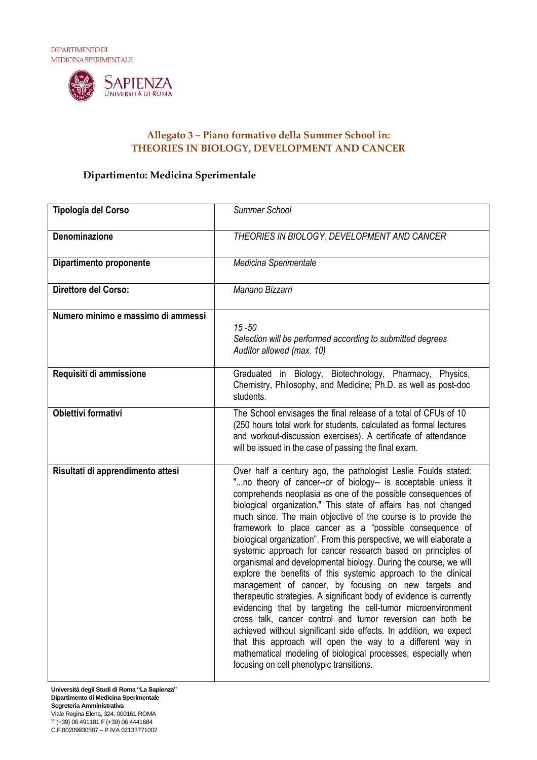DIPARTIMENTO DI
MEDICINA SPERIMENTALE

SAPIENZA
UNIVERSITÀ DI ROMA

## Allegato 3 – Piano formativo della Summer School in:
## THEORIES IN BIOLOGY, DEVELOPMENT AND CANCER

### Dipartimento: Medicina Sperimentale

| Tipologia del Corso | *Summer School* |
|---|---|
| **Denominazione** | *THEORIES IN BIOLOGY, DEVELOPMENT AND CANCER* |
| **Dipartimento proponente** | *Medicina Sperimentale* |
| **Direttore del Corso:** | *Mariano Bizzarri* |
| **Numero minimo e massimo di ammessi** | *15 -50*<br>*Selection will be performed according to submitted degrees*<br>*Auditor allowed (max. 10)* |
| **Requisiti di ammissione** | Graduated in Biology, Biotechnology, Pharmacy, Physics, Chemistry, Philosophy, and Medicine; Ph.D. as well as post-doc students. |
| **Obiettivi formativi** | The School envisages the final release of a total of CFUs of 10 (250 hours total work for students, calculated as formal lectures and workout-discussion exercises). A certificate of attendance will be issued in the case of passing the final exam. |
| **Risultati di apprendimento attesi** | Over half a century ago, the pathologist Leslie Foulds stated: "...no theory of cancer--or of biology-- is acceptable unless it comprehends neoplasia as one of the possible consequences of biological organization." This state of affairs has not changed much since. The main objective of the course is to provide the framework to place cancer as a "possible consequence of biological organization". From this perspective, we will elaborate a systemic approach for cancer research based on principles of organismal and developmental biology. During the course, we will explore the benefits of this systemic approach to the clinical management of cancer, by focusing on new targets and therapeutic strategies. A significant body of evidence is currently evidencing that by targeting the cell-tumor microenvironment cross talk, cancer control and tumor reversion can both be achieved without significant side effects. In addition, we expect that this approach will open the way to a different way in mathematical modeling of biological processes, especially when focusing on cell phenotypic transitions. |

**Università degli Studi di Roma "La Sapienza"**
**Dipartimento di Medicina Sperimentale**
**Segreteria Amministrativa**
Viale Regina Elena, 324, 000161 ROMA
T (+39) 06 491181 F (+39) 06 4441684
C.F.80209930587 – P.IVA 02133771002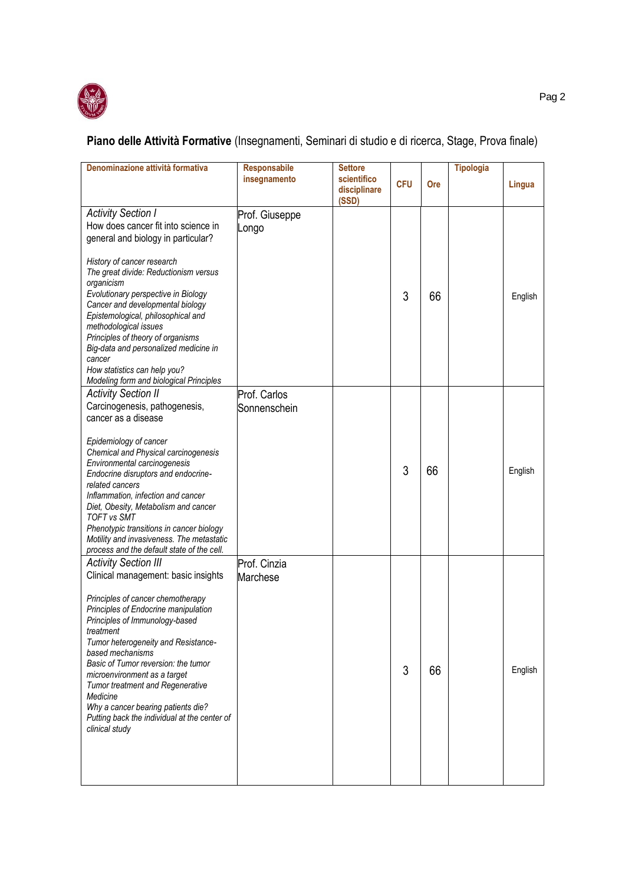**Piano delle Attività Formative** (Insegnamenti, Seminari di studio e di ricerca, Stage, Prova finale)

| Denominazione attività formativa | Responsabile insegnamento | Settore scientifico disciplinare (SSD) | CFU | Ore | Tipologia | Lingua |
|---|---|---|---|---|---|---|
| *Activity Section I*<br>How does cancer fit into science in general and biology in particular?<br><br>*History of cancer research*<br>*The great divide: Reductionism versus organicism*<br>*Evolutionary perspective in Biology*<br>*Cancer and developmental biology*<br>*Epistemological, philosophical and methodological issues*<br>*Principles of theory of organisms*<br>*Big-data and personalized medicine in cancer*<br>*How statistics can help you?*<br>*Modeling form and biological Principles* | Prof. Giuseppe Longo | | 3 | 66 | | English |
| *Activity Section II*<br>Carcinogenesis, pathogenesis, cancer as a disease<br><br>*Epidemiology of cancer*<br>*Chemical and Physical carcinogenesis*<br>*Environmental carcinogenesis*<br>*Endocrine disruptors and endocrine-related cancers*<br>*Inflammation, infection and cancer*<br>*Diet, Obesity, Metabolism and cancer*<br>*TOFT vs SMT*<br>*Phenotypic transitions in cancer biology*<br>*Motility and invasiveness. The metastatic process and the default state of the cell.* | Prof. Carlos Sonnenschein | | 3 | 66 | | English |
| *Activity Section III*<br>Clinical management: basic insights<br><br>*Principles of cancer chemotherapy*<br>*Principles of Endocrine manipulation*<br>*Principles of Immunology-based treatment*<br>*Tumor heterogeneity and Resistance-based mechanisms*<br>*Basic of Tumor reversion: the tumor microenvironment as a target*<br>*Tumor treatment and Regenerative Medicine*<br>*Why a cancer bearing patients die?*<br>*Putting back the individual at the center of clinical study* | Prof. Cinzia Marchese | | 3 | 66 | | English |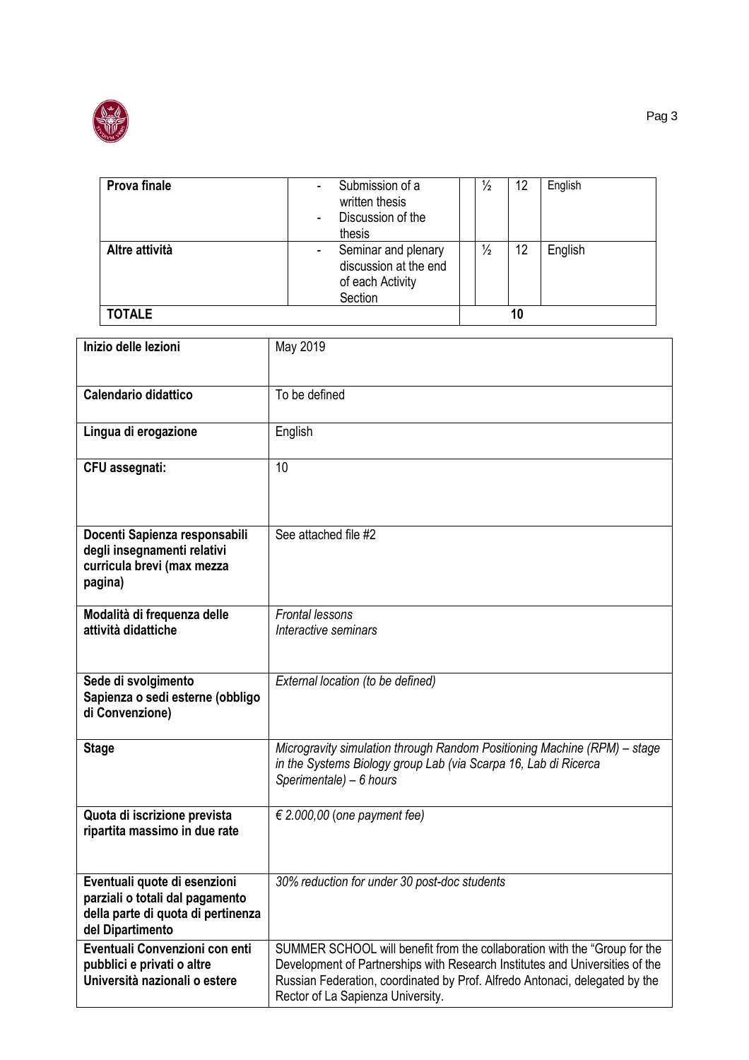| Prova finale | - Submission of a written thesis<br>- Discussion of the thesis | ½ | 12 | English |
|---|---|---|---|---|
| Altre attività | - Seminar and plenary discussion at the end of each Activity Section | ½ | 12 | English |
| TOTALE | | | 10 | |

| | |
|---|---|
| **Inizio delle lezioni** | May 2019 |
| **Calendario didattico** | To be defined |
| **Lingua di erogazione** | English |
| **CFU assegnati:** | 10 |
| **Docenti Sapienza responsabili degli insegnamenti relativi curricula brevi (max mezza pagina)** | See attached file #2 |
| **Modalità di frequenza delle attività didattiche** | *Frontal lessons*<br>*Interactive seminars* |
| **Sede di svolgimento Sapienza o sedi esterne (obbligo di Convenzione)** | *External location (to be defined)* |
| **Stage** | *Microgravity simulation through Random Positioning Machine (RPM) – stage in the Systems Biology group Lab (via Scarpa 16, Lab di Ricerca Sperimentale) – 6 hours* |
| **Quota di iscrizione prevista ripartita massimo in due rate** | *€ 2.000,00 (one payment fee)* |
| **Eventuali quote di esenzioni parziali o totali dal pagamento della parte di quota di pertinenza del Dipartimento** | *30% reduction for under 30 post-doc students* |
| **Eventuali Convenzioni con enti pubblici e privati o altre Università nazionali o estere** | SUMMER SCHOOL will benefit from the collaboration with the "Group for the Development of Partnerships with Research Institutes and Universities of the Russian Federation, coordinated by Prof. Alfredo Antonaci, delegated by the Rector of La Sapienza University. |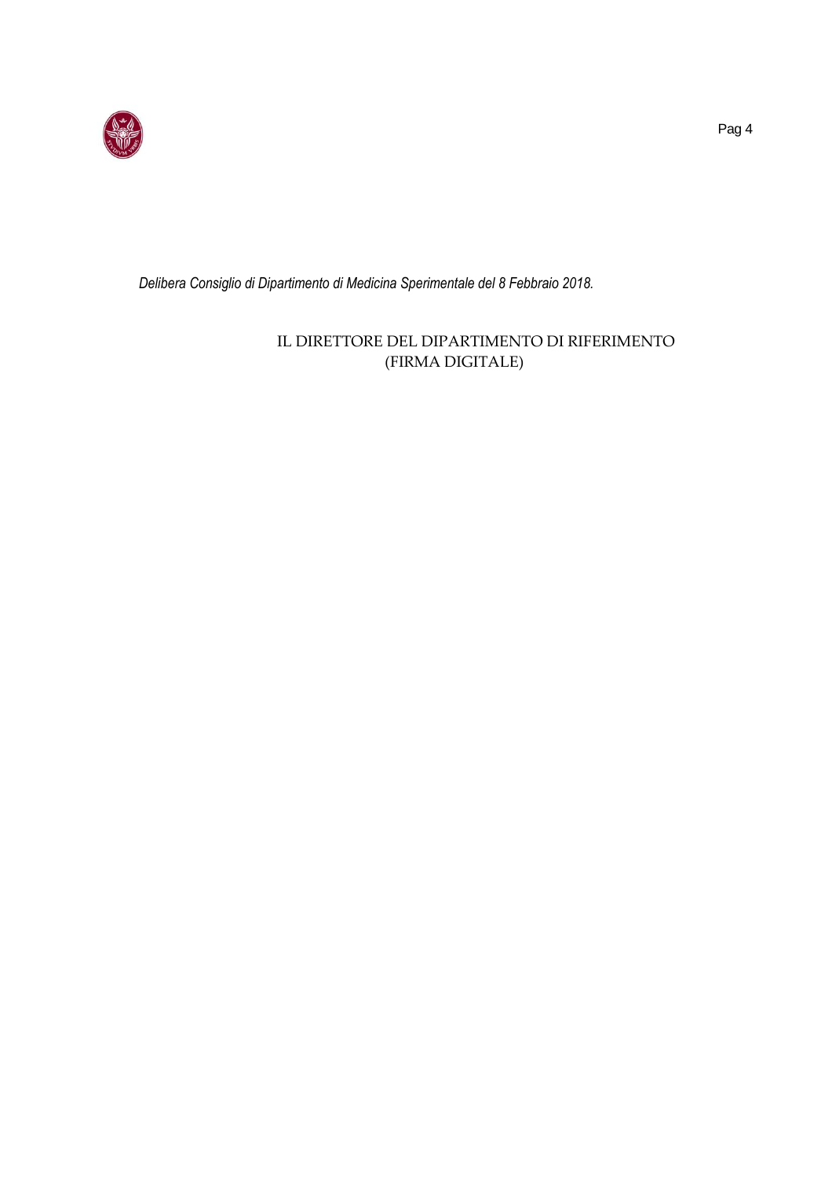*Delibera Consiglio di Dipartimento di Medicina Sperimentale del 8 Febbraio 2018.*

IL DIRETTORE DEL DIPARTIMENTO DI RIFERIMENTO
(FIRMA DIGITALE)